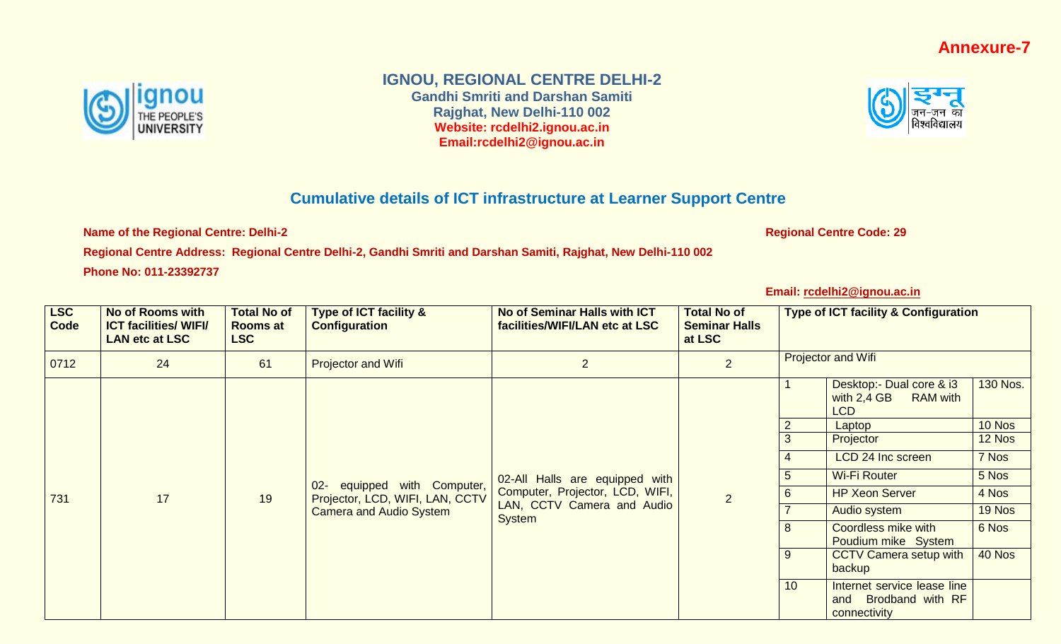**Annexure-7**

## IGNOU, REGIONAL CENTRE DELHI-2

**Gandhi Smriti and Darshan Samiti**
**Rajghat, New Delhi-110 002**
**Website: rcdelhi2.ignou.ac.in**
**Email:rcdelhi2@ignou.ac.in**

## Cumulative details of ICT infrastructure at Learner Support Centre

**Name of the Regional Centre: Delhi-2** **Regional Centre Code: 29**

**Regional Centre Address: Regional Centre Delhi-2, Gandhi Smriti and Darshan Samiti, Rajghat, New Delhi-110 002**

**Phone No: 011-23392737**

**Email: rcdelhi2@ignou.ac.in**

| LSC Code | No of Rooms with ICT facilities/ WIFI/ LAN etc at LSC | Total No of Rooms at LSC | Type of ICT facility & Configuration | No of Seminar Halls with ICT facilities/WIFI/LAN etc at LSC | Total No of Seminar Halls at LSC | Type of ICT facility & Configuration | | |
|---|---|---|---|---|---|---|---|---|
| 0712 | 24 | 61 | Projector and Wifi | 2 | 2 | Projector and Wifi | | |
| 731 | 17 | 19 | 02- equipped with Computer, Projector, LCD, WIFI, LAN, CCTV Camera and Audio System | 02-All Halls are equipped with Computer, Projector, LCD, WIFI, LAN, CCTV Camera and Audio System | 2 | 1 | Desktop:- Dual core & i3 with 2,4 GB RAM with LCD | 130 Nos. |
| | | | | | | 2 | Laptop | 10 Nos |
| | | | | | | 3 | Projector | 12 Nos |
| | | | | | | 4 | LCD 24 Inc screen | 7 Nos |
| | | | | | | 5 | Wi-Fi Router | 5 Nos |
| | | | | | | 6 | HP Xeon Server | 4 Nos |
| | | | | | | 7 | Audio system | 19 Nos |
| | | | | | | 8 | Coordless mike with Poudium mike System | 6 Nos |
| | | | | | | 9 | CCTV Camera setup with backup | 40 Nos |
| | | | | | | 10 | Internet service lease line and Brodband with RF connectivity | |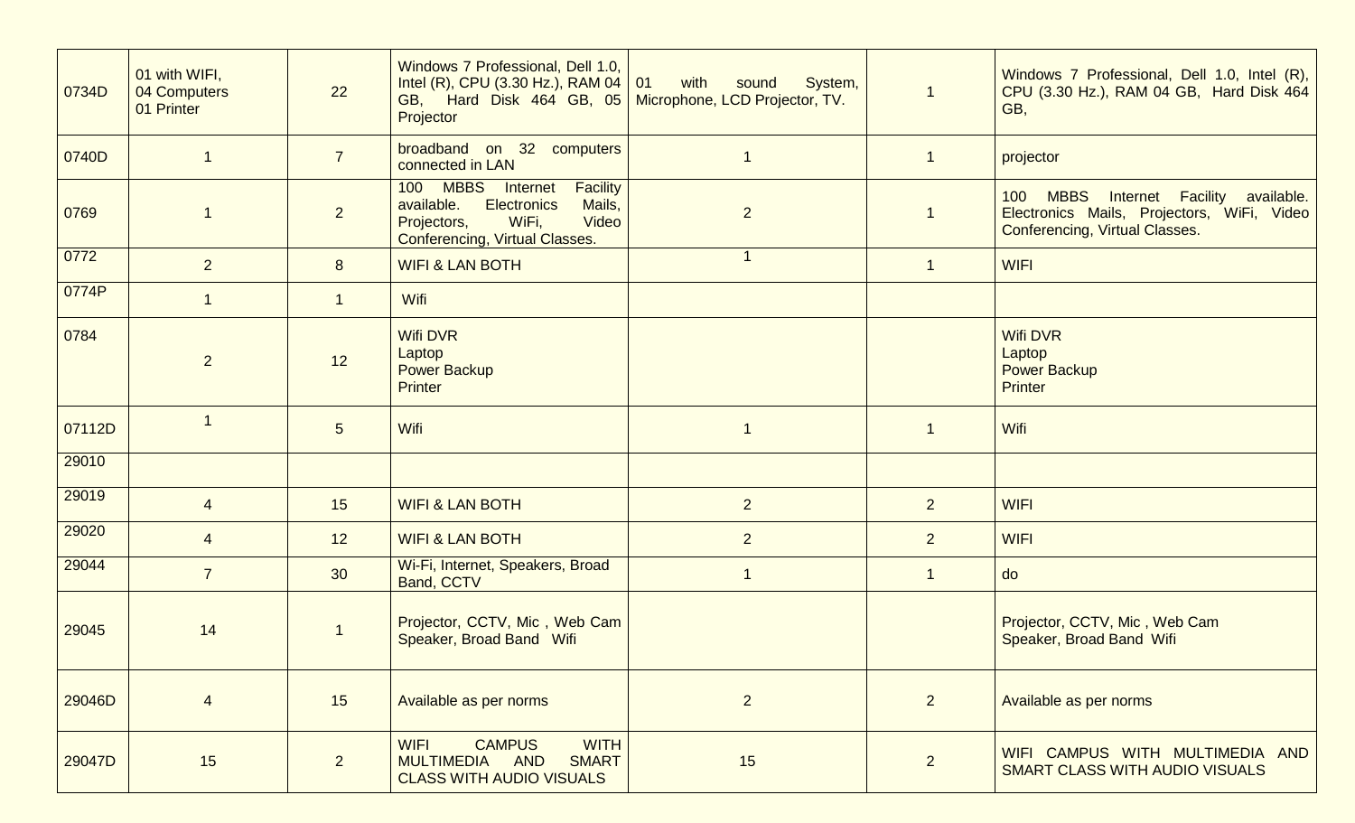| | | | | | | |
|---|---|---|---|---|---|---|
| 0734D | 01 with WIFI,<br>04 Computers<br>01 Printer | 22 | Windows 7 Professional, Dell 1.0, Intel (R), CPU (3.30 Hz.), RAM 04 GB, Hard Disk 464 GB, 05 Projector | 01 with sound System, Microphone, LCD Projector, TV. | 1 | Windows 7 Professional, Dell 1.0, Intel (R), CPU (3.30 Hz.), RAM 04 GB, Hard Disk 464 GB, |
| 0740D | 1 | 7 | broadband on 32 computers connected in LAN | 1 | 1 | projector |
| 0769 | 1 | 2 | 100 MBBS Internet Facility available. Electronics Mails, Projectors, WiFi, Video Conferencing, Virtual Classes. | 2 | 1 | 100 MBBS Internet Facility available. Electronics Mails, Projectors, WiFi, Video Conferencing, Virtual Classes. |
| 0772 | 2 | 8 | WIFI & LAN BOTH | 1 | 1 | WIFI |
| 0774P | 1 | 1 | Wifi | | | |
| 0784 | 2 | 12 | Wifi DVR<br>Laptop<br>Power Backup<br>Printer | | | Wifi DVR<br>Laptop<br>Power Backup<br>Printer |
| 07112D | 1 | 5 | Wifi | 1 | 1 | Wifi |
| 29010 | | | | | | |
| 29019 | 4 | 15 | WIFI & LAN BOTH | 2 | 2 | WIFI |
| 29020 | 4 | 12 | WIFI & LAN BOTH | 2 | 2 | WIFI |
| 29044 | 7 | 30 | Wi-Fi, Internet, Speakers, Broad Band, CCTV | 1 | 1 | do |
| 29045 | 14 | 1 | Projector, CCTV, Mic , Web Cam Speaker, Broad Band Wifi | | | Projector, CCTV, Mic , Web Cam Speaker, Broad Band Wifi |
| 29046D | 4 | 15 | Available as per norms | 2 | 2 | Available as per norms |
| 29047D | 15 | 2 | WIFI CAMPUS WITH MULTIMEDIA AND SMART CLASS WITH AUDIO VISUALS | 15 | 2 | WIFI CAMPUS WITH MULTIMEDIA AND SMART CLASS WITH AUDIO VISUALS |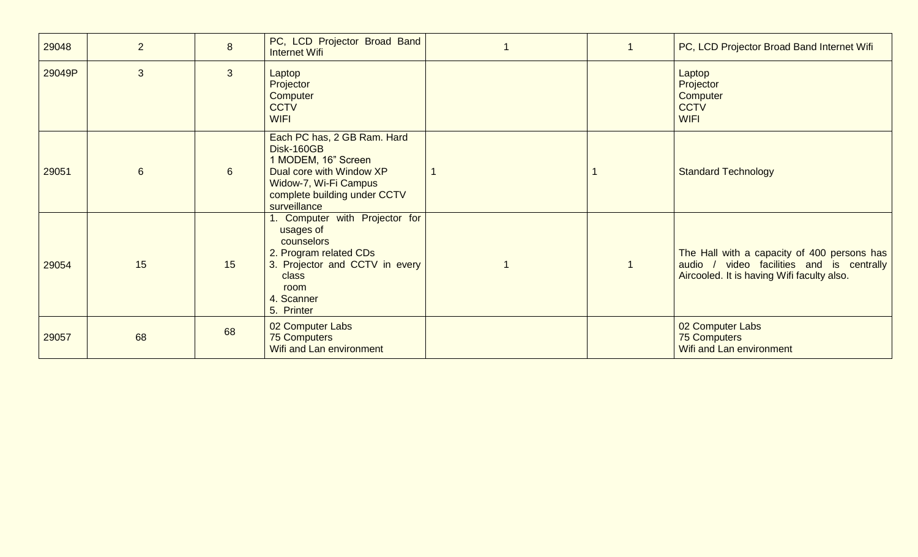| | | | | | | |
|---|---|---|---|---|---|---|
| 29048 | 2 | 8 | PC, LCD Projector Broad Band Internet Wifi | 1 | 1 | PC, LCD Projector Broad Band Internet Wifi |
| 29049P | 3 | 3 | Laptop<br>Projector<br>Computer<br>CCTV<br>WIFI | | | Laptop<br>Projector<br>Computer<br>CCTV<br>WIFI |
| 29051 | 6 | 6 | Each PC has, 2 GB Ram. Hard Disk-160GB<br>1 MODEM, 16" Screen<br>Dual core with Window XP Widow-7, Wi-Fi Campus complete building under CCTV surveillance | 1 | 1 | Standard Technology |
| 29054 | 15 | 15 | 1. Computer with Projector for usages of counselors<br>2. Program related CDs<br>3. Projector and CCTV in every class room<br>4. Scanner<br>5. Printer | 1 | 1 | The Hall with a capacity of 400 persons has audio / video facilities and is centrally Aircooled. It is having Wifi faculty also. |
| 29057 | 68 | 68 | 02 Computer Labs<br>75 Computers<br>Wifi and Lan environment | | | 02 Computer Labs<br>75 Computers<br>Wifi and Lan environment |